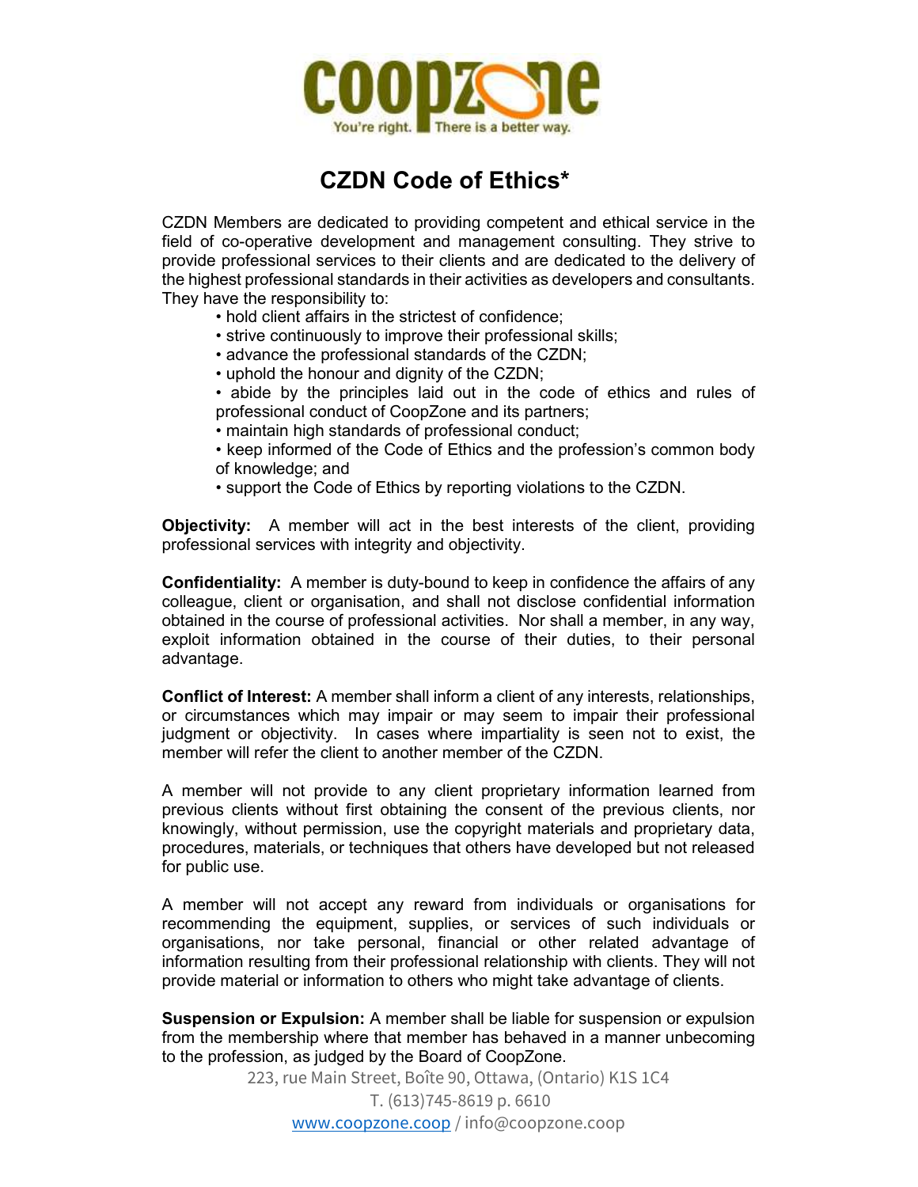coopzone

You're right. There is a better way.

# CZDN Code of Ethics*

CZDN Members are dedicated to providing competent and ethical service in the field of co-operative development and management consulting. They strive to provide professional services to their clients and are dedicated to the delivery of the highest professional standards in their activities as developers and consultants. They have the responsibility to:

- hold client affairs in the strictest of confidence;
- strive continuously to improve their professional skills;
- advance the professional standards of the CZDN;
- uphold the honour and dignity of the CZDN;
- abide by the principles laid out in the code of ethics and rules of professional conduct of CoopZone and its partners;
- maintain high standards of professional conduct;
- keep informed of the Code of Ethics and the profession's common body of knowledge; and
- support the Code of Ethics by reporting violations to the CZDN.

**Objectivity:** A member will act in the best interests of the client, providing professional services with integrity and objectivity.

**Confidentiality:** A member is duty-bound to keep in confidence the affairs of any colleague, client or organisation, and shall not disclose confidential information obtained in the course of professional activities. Nor shall a member, in any way, exploit information obtained in the course of their duties, to their personal advantage.

**Conflict of Interest:** A member shall inform a client of any interests, relationships, or circumstances which may impair or may seem to impair their professional judgment or objectivity. In cases where impartiality is seen not to exist, the member will refer the client to another member of the CZDN.

A member will not provide to any client proprietary information learned from previous clients without first obtaining the consent of the previous clients, nor knowingly, without permission, use the copyright materials and proprietary data, procedures, materials, or techniques that others have developed but not released for public use.

A member will not accept any reward from individuals or organisations for recommending the equipment, supplies, or services of such individuals or organisations, nor take personal, financial or other related advantage of information resulting from their professional relationship with clients. They will not provide material or information to others who might take advantage of clients.

**Suspension or Expulsion:** A member shall be liable for suspension or expulsion from the membership where that member has behaved in a manner unbecoming to the profession, as judged by the Board of CoopZone.

223, rue Main Street, Boîte 90, Ottawa, (Ontario) K1S 1C4
T. (613)745-8619 p. 6610
www.coopzone.coop / info@coopzone.coop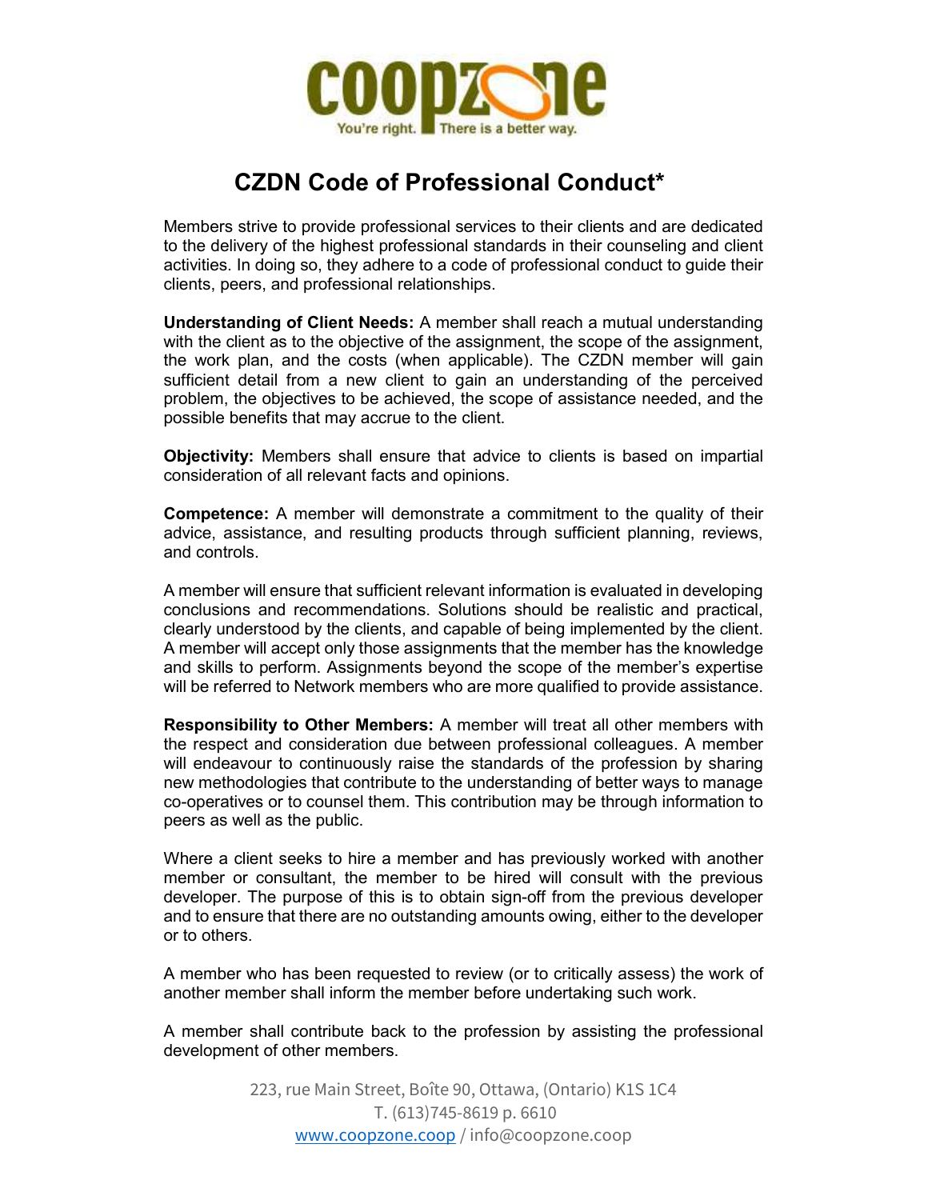# CZDN Code of Professional Conduct*

Members strive to provide professional services to their clients and are dedicated to the delivery of the highest professional standards in their counseling and client activities. In doing so, they adhere to a code of professional conduct to guide their clients, peers, and professional relationships.

**Understanding of Client Needs:** A member shall reach a mutual understanding with the client as to the objective of the assignment, the scope of the assignment, the work plan, and the costs (when applicable). The CZDN member will gain sufficient detail from a new client to gain an understanding of the perceived problem, the objectives to be achieved, the scope of assistance needed, and the possible benefits that may accrue to the client.

**Objectivity:** Members shall ensure that advice to clients is based on impartial consideration of all relevant facts and opinions.

**Competence:** A member will demonstrate a commitment to the quality of their advice, assistance, and resulting products through sufficient planning, reviews, and controls.

A member will ensure that sufficient relevant information is evaluated in developing conclusions and recommendations. Solutions should be realistic and practical, clearly understood by the clients, and capable of being implemented by the client. A member will accept only those assignments that the member has the knowledge and skills to perform. Assignments beyond the scope of the member's expertise will be referred to Network members who are more qualified to provide assistance.

**Responsibility to Other Members:** A member will treat all other members with the respect and consideration due between professional colleagues. A member will endeavour to continuously raise the standards of the profession by sharing new methodologies that contribute to the understanding of better ways to manage co-operatives or to counsel them. This contribution may be through information to peers as well as the public.

Where a client seeks to hire a member and has previously worked with another member or consultant, the member to be hired will consult with the previous developer. The purpose of this is to obtain sign-off from the previous developer and to ensure that there are no outstanding amounts owing, either to the developer or to others.

A member who has been requested to review (or to critically assess) the work of another member shall inform the member before undertaking such work.

A member shall contribute back to the profession by assisting the professional development of other members.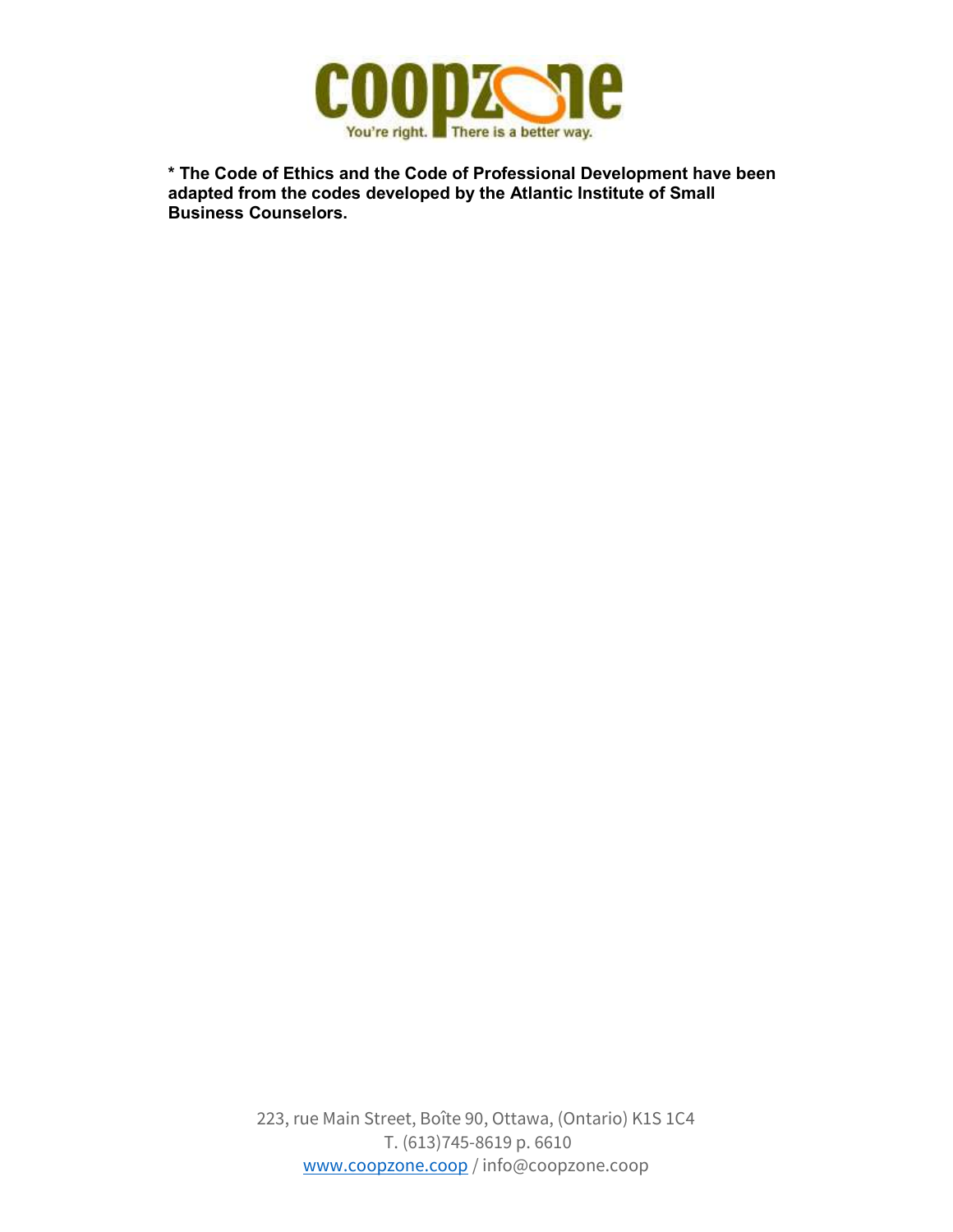**\* The Code of Ethics and the Code of Professional Development have been adapted from the codes developed by the Atlantic Institute of Small Business Counselors.**